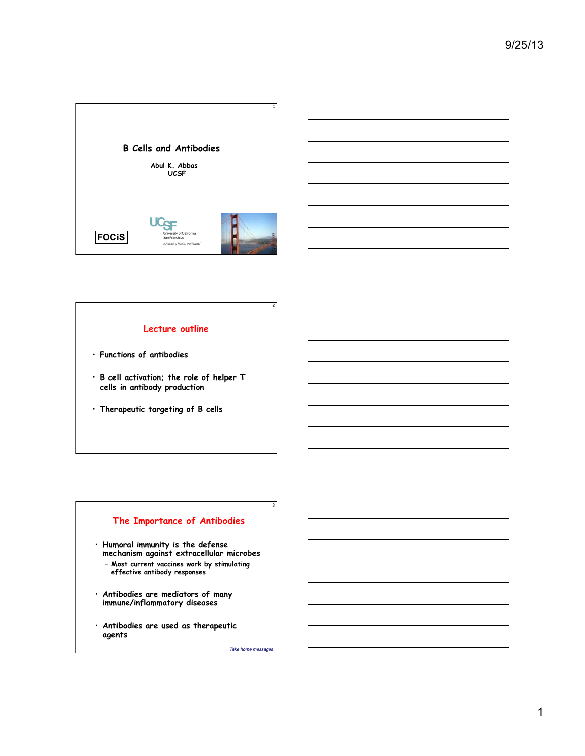# B Cells and Antibodies

Abul K. Abbas
UCSF

FOCiS

UCSF University of California San Francisco *advancing health worldwide*

## Lecture outline

- Functions of antibodies
- B cell activation; the role of helper T cells in antibody production
- Therapeutic targeting of B cells

## The Importance of Antibodies

- Humoral immunity is the defense mechanism against extracellular microbes
  - Most current vaccines work by stimulating effective antibody responses
- Antibodies are mediators of many immune/inflammatory diseases
- Antibodies are used as therapeutic agents

*Take home messages*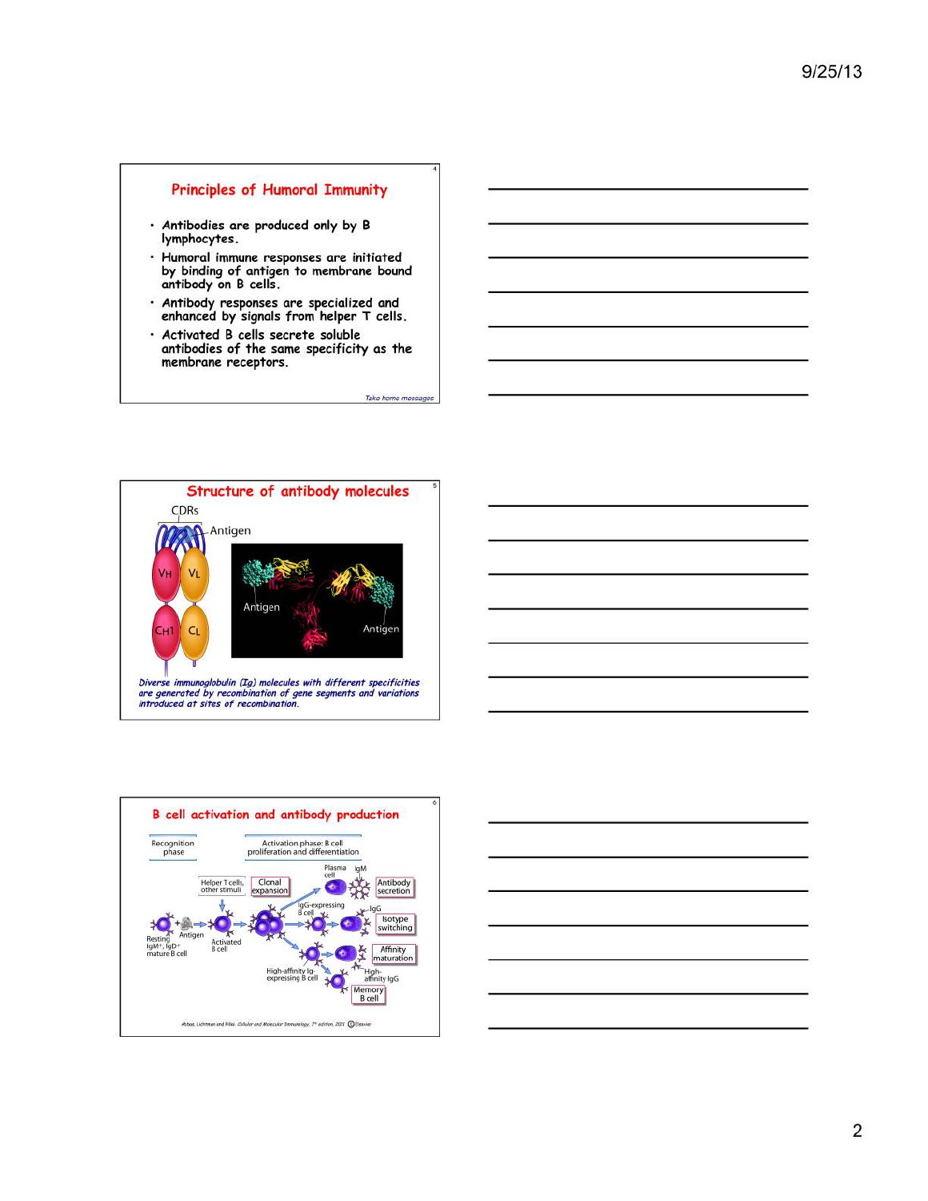## Principles of Humoral Immunity

- Antibodies are produced only by B lymphocytes.
- Humoral immune responses are initiated by binding of antigen to membrane bound antibody on B cells.
- Antibody responses are specialized and enhanced by signals from helper T cells.
- Activated B cells secrete soluble antibodies of the same specificity as the membrane receptors.

*Take home messages*

## Structure of antibody molecules

CDRs

Antigen

$V_H$ $V_L$

$C_H1$ $C_L$

Antigen

Antigen

*Diverse immunoglobulin (Ig) molecules with different specificities are generated by recombination of gene segments and variations introduced at sites of recombination.*

## B cell activation and antibody production

Recognition phase

Activation phase: B cell proliferation and differentiation

Resting IgM+, IgD+ mature B cell

Antigen

Helper T cells, other stimuli

Activated B cell

Clonal expansion

Plasma cell

IgM

Antibody secretion

IgG-expressing B cell

IgG

Isotype switching

Affinity maturation

High-affinity Ig-expressing B cell

High-affinity IgG

Memory B cell

*Abbas, Lichtman and Pillai. Cellular and Molecular Immunology, 7th edition, 2011 © Elsevier*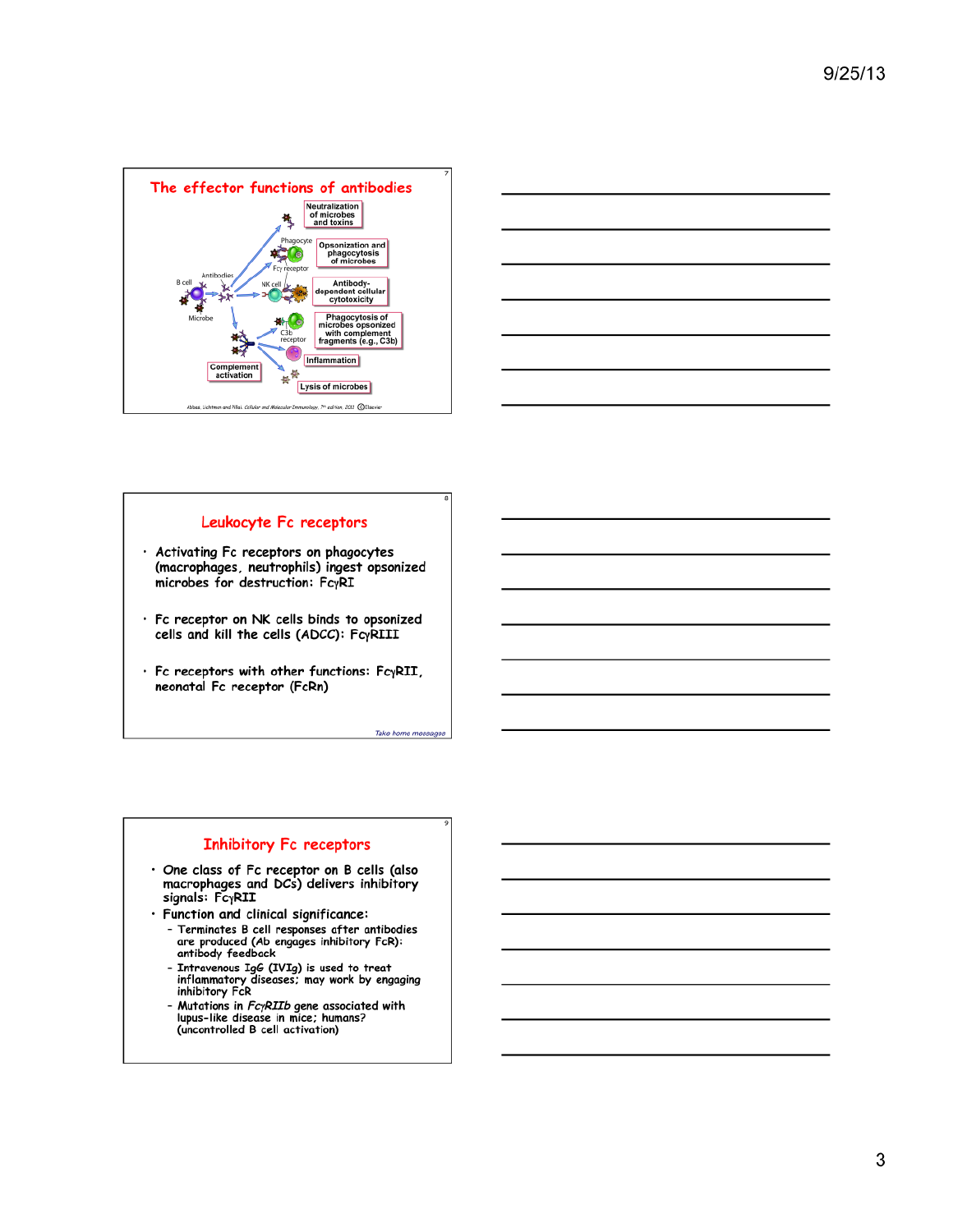## The effector functions of antibodies

B cell

Antibodies

Microbe

Neutralization of microbes and toxins

Phagocyte

Fcγ receptor

Opsonization and phagocytosis of microbes

NK cell

Antibody-dependent cellular cytotoxicity

C3b receptor

Phagocytosis of microbes opsonized with complement fragments (e.g., C3b)

Inflammation

Complement activation

Lysis of microbes

Abbas, Lichtman and Pillai. Cellular and Molecular Immunology, 7th edition, 2011 ©Elsevier

## Leukocyte Fc receptors

- Activating Fc receptors on phagocytes (macrophages, neutrophils) ingest opsonized microbes for destruction: FcγRI
- Fc receptor on NK cells binds to opsonized cells and kill the cells (ADCC): FcγRIII
- Fc receptors with other functions: FcγRII, neonatal Fc receptor (FcRn)

*Take home messages*

## Inhibitory Fc receptors

- One class of Fc receptor on B cells (also macrophages and DCs) delivers inhibitory signals: FcγRII
- Function and clinical significance:
  - Terminates B cell responses after antibodies are produced (Ab engages inhibitory FcR): antibody feedback
  - Intravenous IgG (IVIg) is used to treat inflammatory diseases; may work by engaging inhibitory FcR
  - Mutations in *FcγRIIb* gene associated with lupus-like disease in mice; humans? (uncontrolled B cell activation)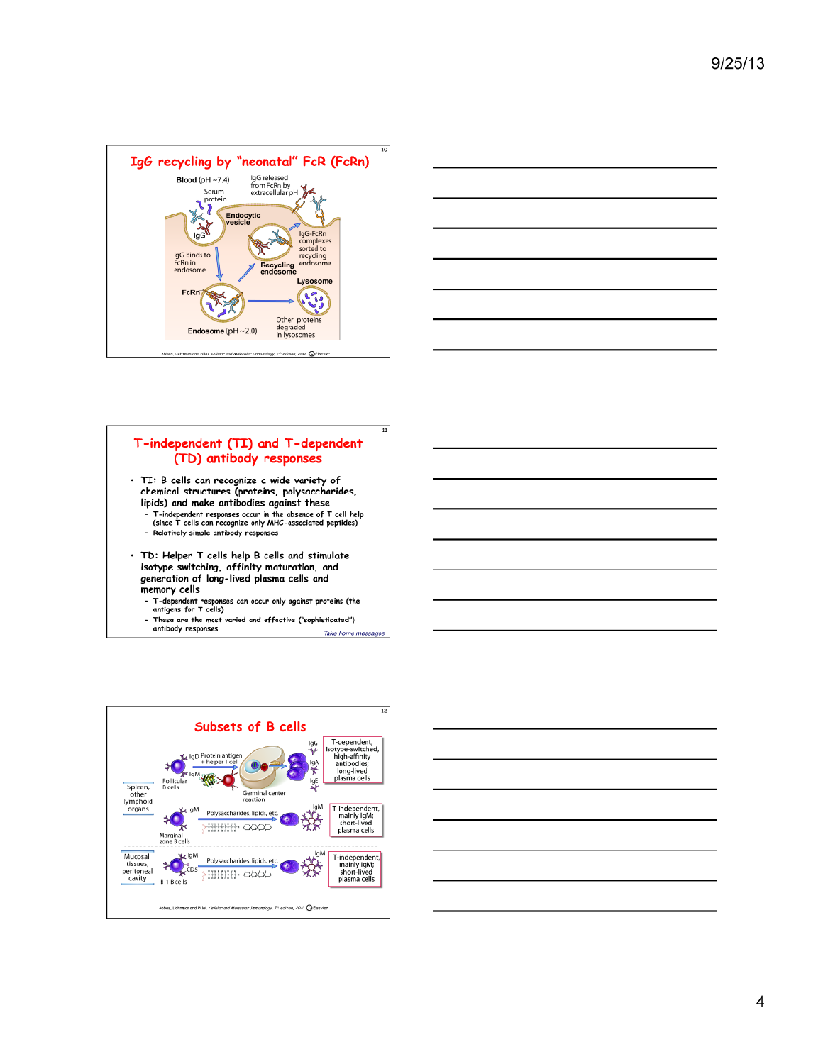## IgG recycling by "neonatal" FcR (FcRn)

Blood (pH ~7.4)

IgG released from FcRn by extracellular pH

Serum protein

Endocytic vesicle

IgG

IgG-FcRn complexes sorted to recycling endosome

IgG binds to FcRn in endosome

Recycling endosome

Lysosome

FcRn

Other proteins degraded in lysosomes

Endosome (pH ~2.0)

Abbas, Lichtman and Pillai. Cellular and Molecular Immunology, 7th edition, 2011 © Elsevier

## T-independent (TI) and T-dependent (TD) antibody responses

- TI: B cells can recognize a wide variety of chemical structures (proteins, polysaccharides, lipids) and make antibodies against these
  - T-independent responses occur in the absence of T cell help (since T cells can recognize only MHC-associated peptides)
  - Relatively simple antibody responses
- TD: Helper T cells help B cells and stimulate isotype switching, affinity maturation, and generation of long-lived plasma cells and memory cells
  - T-dependent responses can occur only against proteins (the antigens for T cells)
  - These are the most varied and effective ("sophisticated") antibody responses

*Take home messages*

## Subsets of B cells

Spleen, other lymphoid organs

Follicular B cells — IgD, IgM — Protein antigen + helper T cell — Germinal center reaction — IgG, IgA, IgE — T-dependent, isotype-switched, high-affinity antibodies; long-lived plasma cells

Marginal zone B cells — IgM — Polysaccharides, lipids, etc. — IgM — T-independent, mainly IgM; short-lived plasma cells

Mucosal tissues, peritoneal cavity

B-1 B cells — IgM, CD5 — Polysaccharides, lipids, etc. — IgM — T-independent, mainly IgM; short-lived plasma cells

Abbas, Lichtman and Pillai. Cellular and Molecular Immunology, 7th edition, 2011 © Elsevier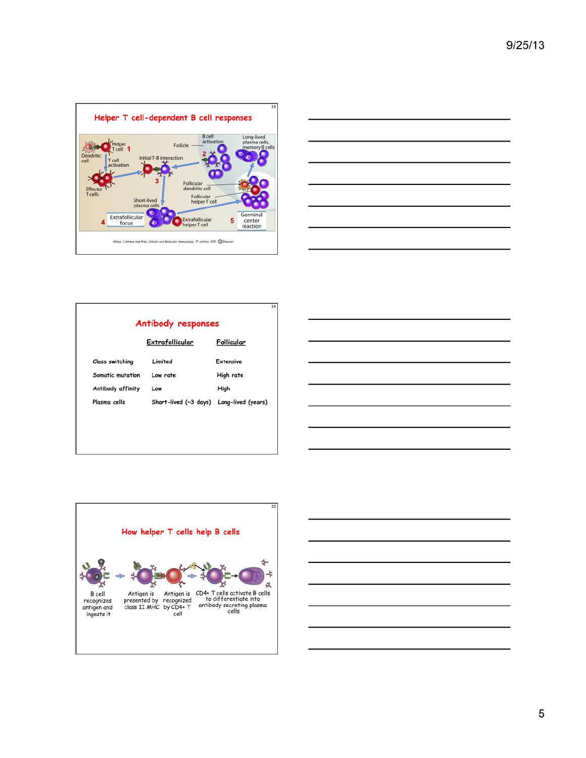## Helper T cell-dependent B cell responses

Helper T cell 1
Dendritic cell
T cell activation
Effector T cells
Follicle
Initial T-B interaction
3
B cell activation
2
Long-lived plasma cells, memory B cells
Follicular dendritic cell
Follicular helper T cell
Short-lived plasma cells
Extrafollicular focus 4
Extrafollicular helper T cell
5 Germinal center reaction

Abbas, Lichtman and Pillai. Cellular and Molecular Immunology, 7th edition, 2011 © Elsevier

## Antibody responses

| | Extrafollicular | Follicular |
|---|---|---|
| Class switching | Limited | Extensive |
| Somatic mutation | Low rate | High rate |
| Antibody affinity | Low | High |
| Plasma cells | Short-lived (~3 days) | Long-lived (years) |

## How helper T cells help B cells

B cell recognizes antigen and ingests it → Antigen is presented by class II MHC → Antigen is recognized by CD4+ T cell → CD4+ T cells activate B cells to differentiate into antibody secreting plasma cells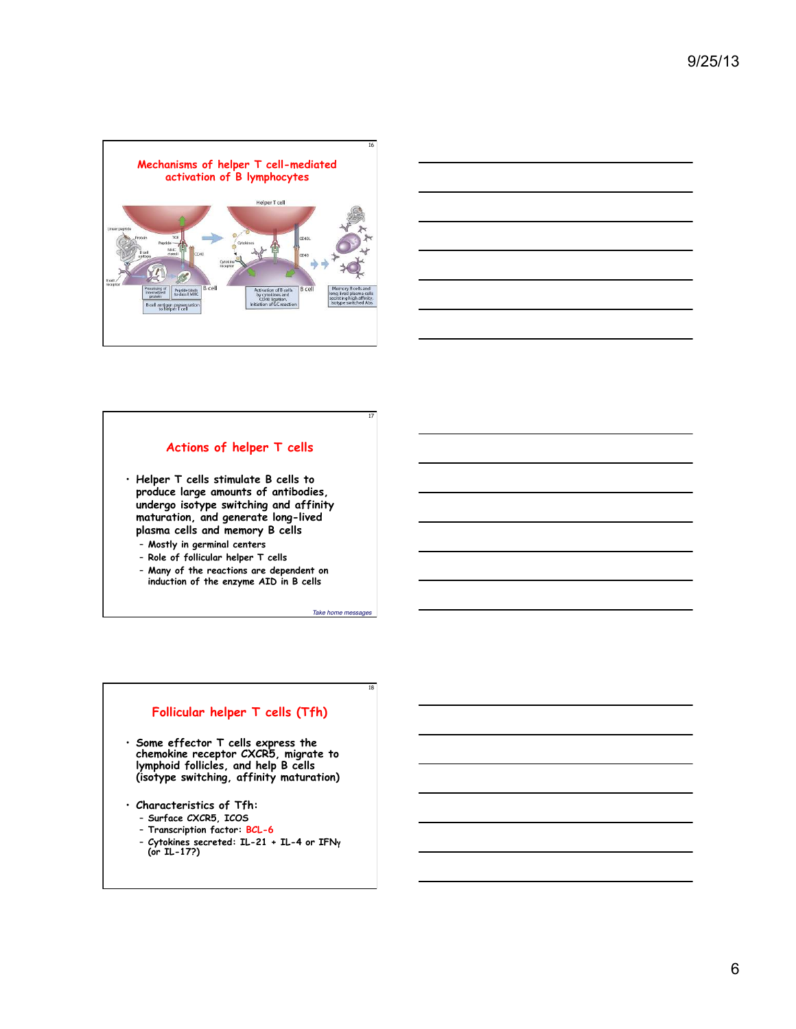## Mechanisms of helper T cell-mediated activation of B lymphocytes

Helper T cell

Linear peptide

Protein

Peptide

TCR

MHC class II

CD40

B cell epitope

B cell receptor

Processing of internalized protein

Peptide binds to class II MHC

B cell antigen presentation to helper T cell

B cell

Cytokines

Cytokine receptor

CD40L

CD40

Activation of B cells by cytokines and CD40 ligation; initiation of GC reaction

B cell

Memory B cells and long lived plasma cells secreting high affinity, isotype switched Abs

## Actions of helper T cells

- Helper T cells stimulate B cells to produce large amounts of antibodies, undergo isotype switching and affinity maturation, and generate long-lived plasma cells and memory B cells
  - Mostly in germinal centers
  - Role of follicular helper T cells
  - Many of the reactions are dependent on induction of the enzyme AID in B cells

*Take home messages*

## Follicular helper T cells (Tfh)

- Some effector T cells express the chemokine receptor CXCR5, migrate to lymphoid follicles, and help B cells (isotype switching, affinity maturation)
- Characteristics of Tfh:
  - Surface CXCR5, ICOS
  - Transcription factor: BCL-6
  - Cytokines secreted: IL-21 + IL-4 or IFNγ (or IL-17?)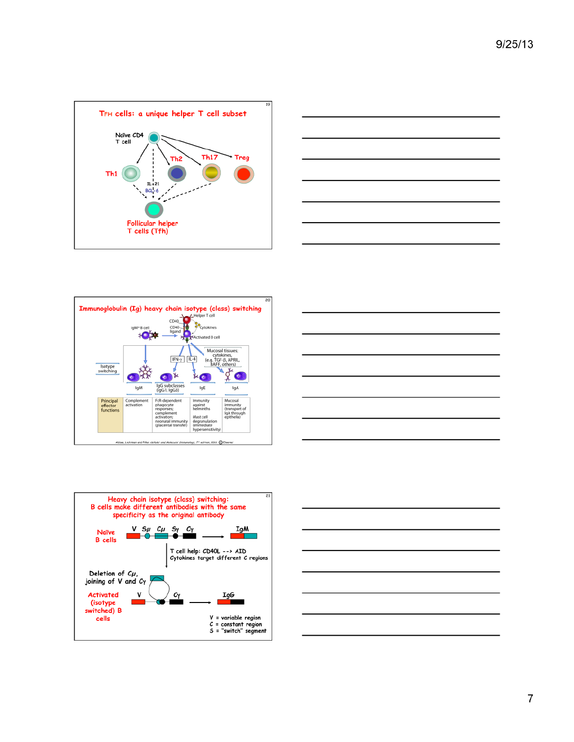## TFH cells: a unique helper T cell subset

Naïve CD4 T cell

Th1

Th2

Th17

Treg

IL-21

BCL-6

Follicular helper T cells (Tfh)

## Immunoglobulin (Ig) heavy chain isotype (class) switching

IgM+ B cell

CD40

CD40 ligand

Helper T cell

Cytokines

Activated B cell

IFN-γ

IL-4

Mucosal tissues: cytokines, (e.g. TGF-β, APRIL, BAFF, others)

Isotype switching

| | IgM | IgG subclasses (IgG1, IgG3) | IgE | IgA |
|---|---|---|---|---|
| Principal effector functions | Complement activation | FcR-dependent phagocyte responses; complement activation; neonatal immunity (placental transfer) | Immunity against helminths<br><br>Mast cell degranulation (immediate hypersensitivity) | Mucosal immunity (transport of IgA through epithelia) |

Abbas, Lichtman and Pillai. Cellular and Molecular Immunology, 7th edition, 2011 © Elsevier

## Heavy chain isotype (class) switching: B cells make different antibodies with the same specificity as the original antibody

Naïve B cells: V Sμ Cμ Sγ Cγ → IgM

T cell help: CD40L --> AID

Cytokines target different C regions

Deletion of Cμ, joining of V and Cγ

Activated (isotype switched) B cells: V Cγ → IgG

V = variable region

C = constant region

S = "switch" segment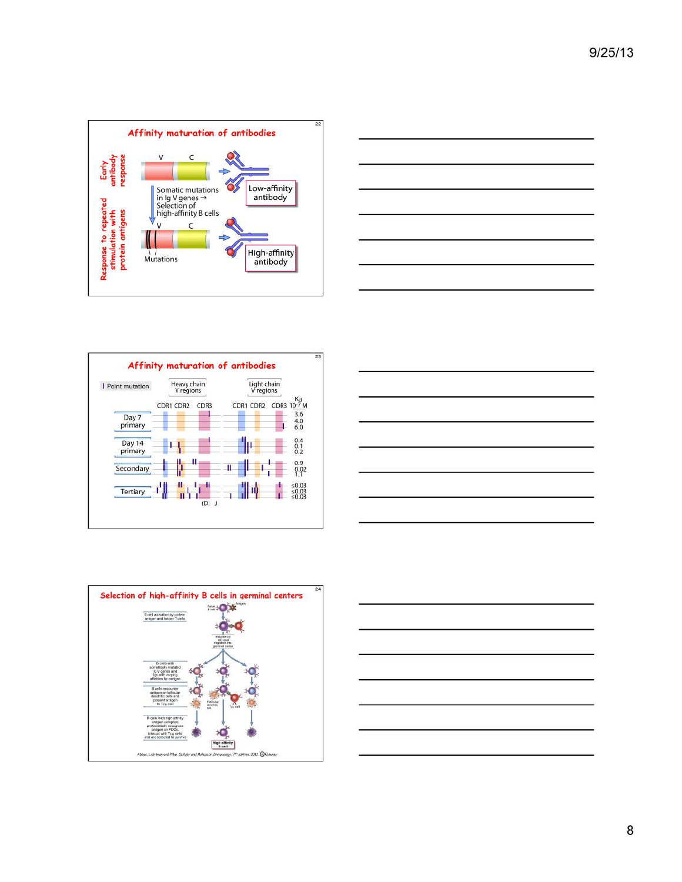## Affinity maturation of antibodies

Early antibody response

V C

Somatic mutations in Ig V genes → Selection of high-affinity B cells

Low-affinity antibody

Response to repeated stimulation with protein antigens

V C

Mutations

High-affinity antibody

## Affinity maturation of antibodies

| Point mutation | Heavy chain V regions (CDR1 CDR2 CDR3) | Light chain V regions (CDR1 CDR2 CDR3) | $K_d$ $10^{-7}$ M |
|---|---|---|---|
| Day 7 primary | | | 3.6, 4.0, 6.0 |
| Day 14 primary | | | 0.4, 0.1, 0.2 |
| Secondary | | | 0.9, 0.02, 1.1 |
| Tertiary | | | ≤0.03, ≤0.03, ≤0.03 |

(D) J

## Selection of high-affinity B cells in germinal centers

Naive B cell — Antigen

B cell activation by protein antigen and helper T cells

Induction of AID and migration into germinal center

B cells with somatically mutated Ig V genes and Igs with varying affinities for antigen

B cells encounter antigen on follicular dendritic cells and present antigen to $T_{FH}$ cell

Follicular dendritic cell

$T_{FH}$ cell

B cells with high affinity antigen receptors preferentially recognize antigen on FDCs, interact with $T_{FH}$ cells and are selected to survive

High-affinity B cell

Abbas, Lichtman and Pillai. *Cellular and Molecular Immunology*, 7th edition, 2011 © Elsevier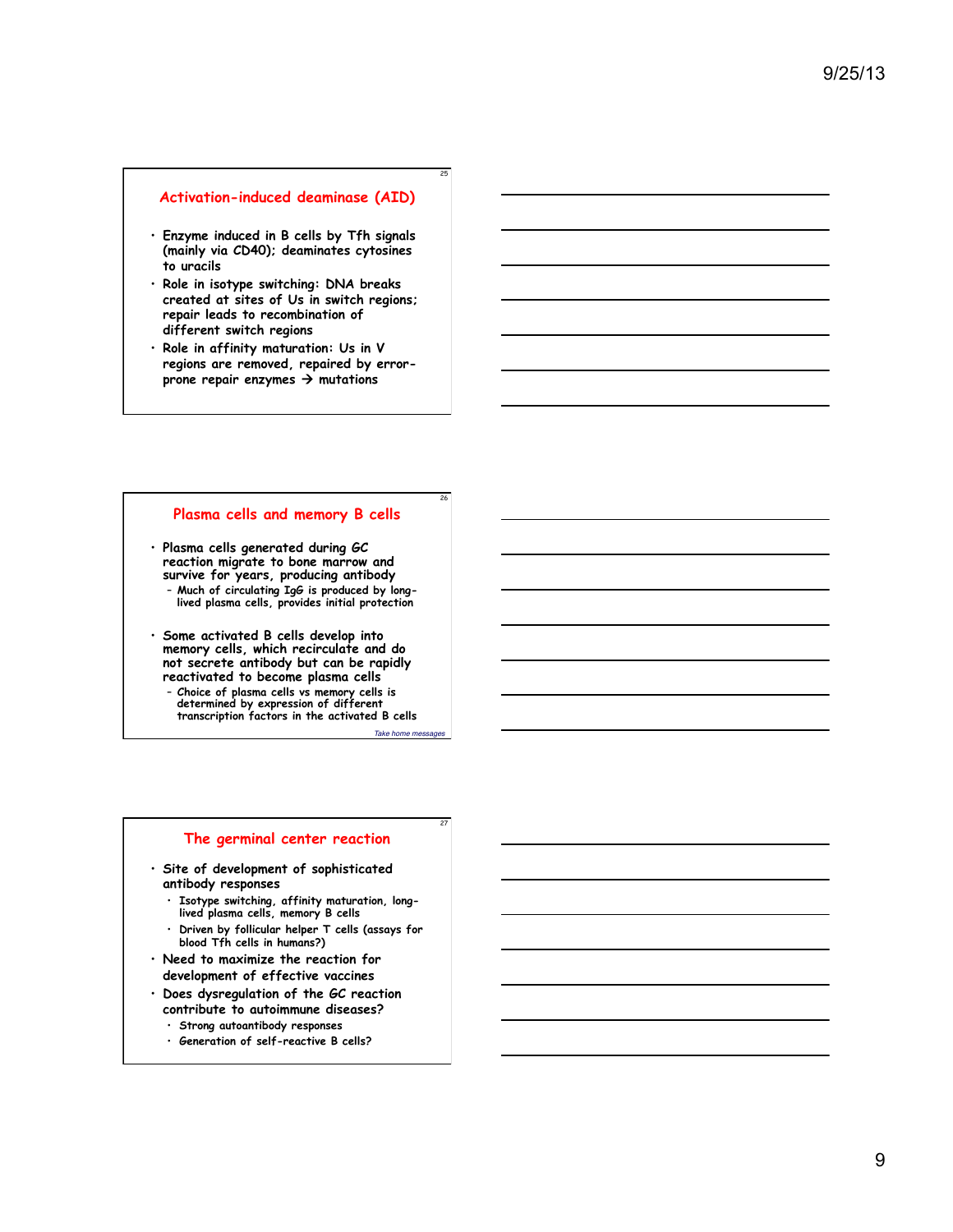## Activation-induced deaminase (AID)

- Enzyme induced in B cells by Tfh signals (mainly via CD40); deaminates cytosines to uracils
- Role in isotype switching: DNA breaks created at sites of Us in switch regions; repair leads to recombination of different switch regions
- Role in affinity maturation: Us in V regions are removed, repaired by error-prone repair enzymes → mutations

## Plasma cells and memory B cells

- Plasma cells generated during GC reaction migrate to bone marrow and survive for years, producing antibody
  - Much of circulating IgG is produced by long-lived plasma cells, provides initial protection
- Some activated B cells develop into memory cells, which recirculate and do not secrete antibody but can be rapidly reactivated to become plasma cells
  - Choice of plasma cells vs memory cells is determined by expression of different transcription factors in the activated B cells

*Take home messages*

## The germinal center reaction

- Site of development of sophisticated antibody responses
  - Isotype switching, affinity maturation, long-lived plasma cells, memory B cells
  - Driven by follicular helper T cells (assays for blood Tfh cells in humans?)
- Need to maximize the reaction for development of effective vaccines
- Does dysregulation of the GC reaction contribute to autoimmune diseases?
  - Strong autoantibody responses
  - Generation of self-reactive B cells?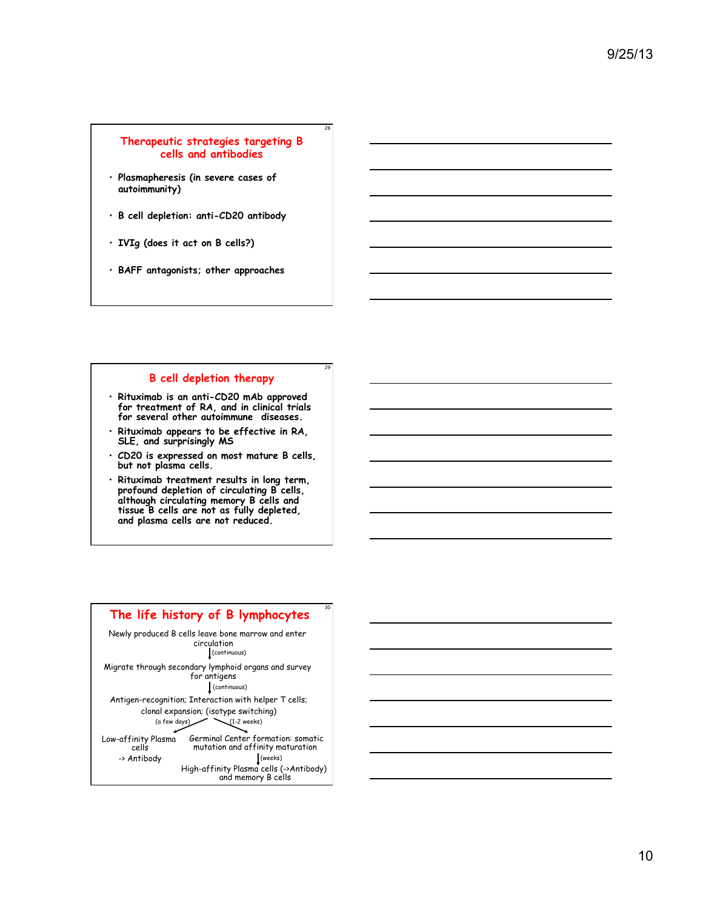## Therapeutic strategies targeting B cells and antibodies

- Plasmapheresis (in severe cases of autoimmunity)
- B cell depletion: anti-CD20 antibody
- IVIg (does it act on B cells?)
- BAFF antagonists; other approaches

## B cell depletion therapy

- Rituximab is an anti-CD20 mAb approved for treatment of RA, and in clinical trials for several other autoimmune diseases.
- Rituximab appears to be effective in RA, SLE, and surprisingly MS
- CD20 is expressed on most mature B cells, but not plasma cells.
- Rituximab treatment results in long term, profound depletion of circulating B cells, although circulating memory B cells and tissue B cells are not as fully depleted, and plasma cells are not reduced.

## The life history of B lymphocytes

Newly produced B cells leave bone marrow and enter circulation

↓ (continuous)

Migrate through secondary lymphoid organs and survey for antigens

↓ (continuous)

Antigen-recognition; Interaction with helper T cells; clonal expansion; (isotype switching)

↙ (a few days) ↘ (1-2 weeks)

Low-affinity Plasma cells -> Antibody

Germinal Center formation: somatic mutation and affinity maturation

↓ (weeks)

High-affinity Plasma cells (->Antibody) and memory B cells